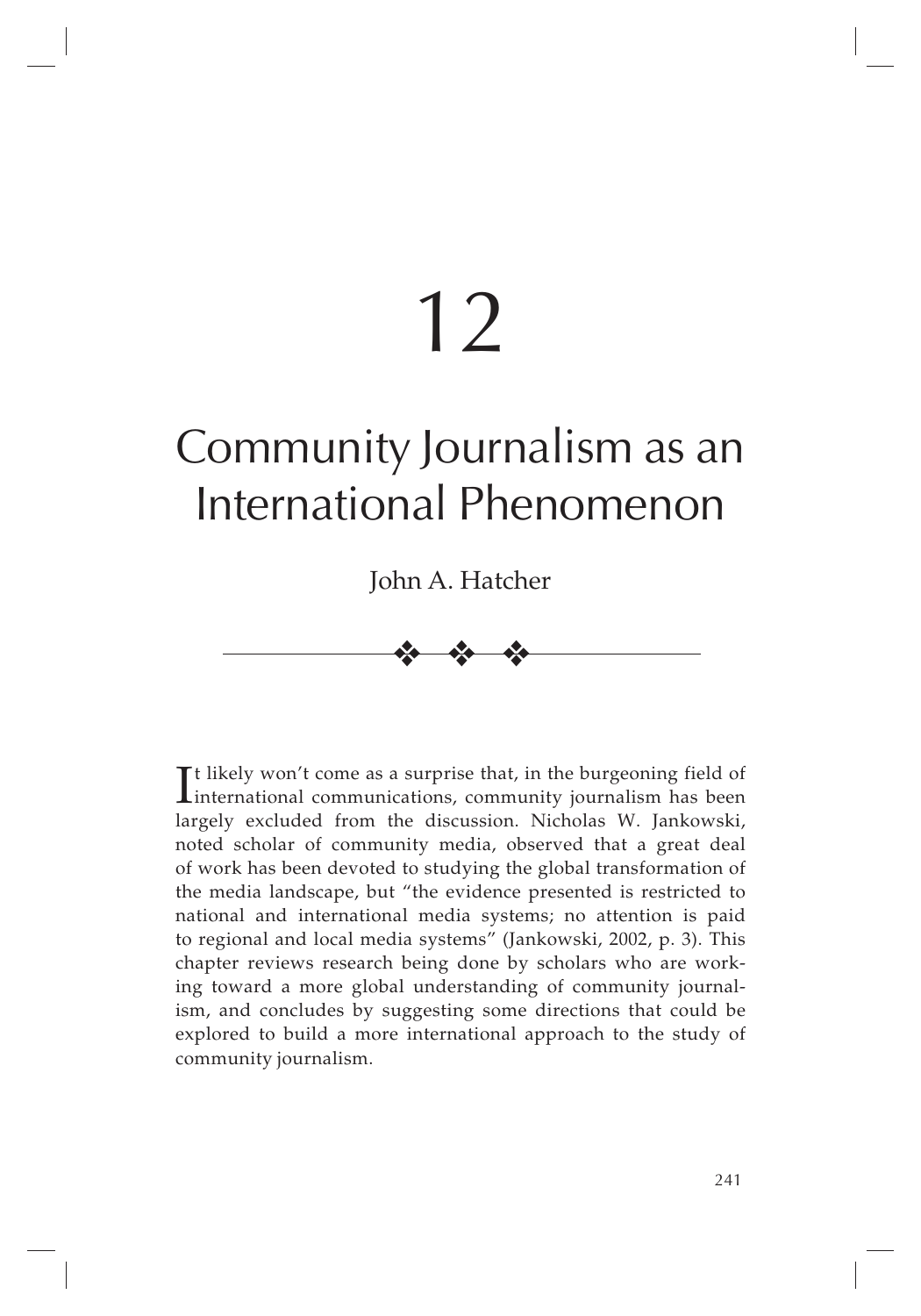# 12

# Community Journalism as an International Phenomenon

John A. Hatcher

❖ ❖ ❖

It likely won't come as a surprise that, in the burgeoning field of international communications, community journalism has been largely excluded from the discussion. Nicholas W. Jankowski, noted scholar of community media, observed that a great deal of work has been devoted to studying the global transformation of the media landscape, but "the evidence presented is restricted to national and international media systems; no attention is paid to regional and local media systems" (Jankowski, 2002, p. 3). This chapter reviews research being done by scholars who are working toward a more global understanding of community journalism, and concludes by suggesting some directions that could be explored to build a more international approach to the study of community journalism.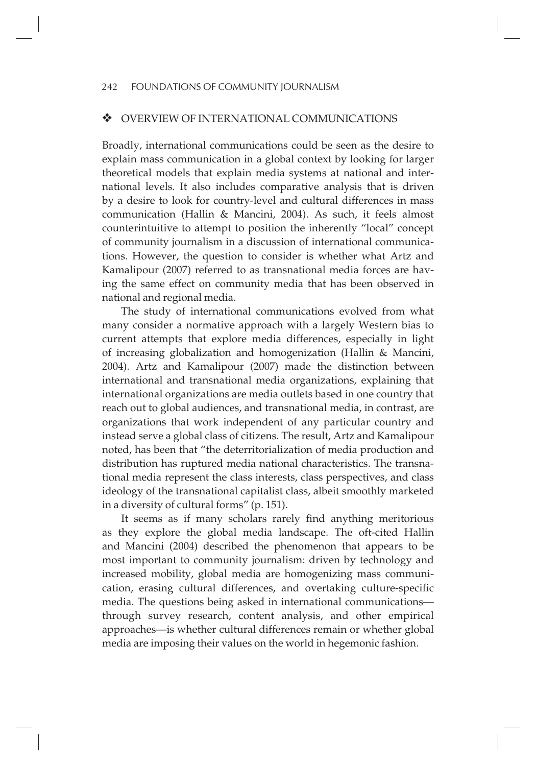## ❖ OVERVIEW OF INTERNATIONAL COMMUNICATIONS

Broadly, international communications could be seen as the desire to explain mass communication in a global context by looking for larger theoretical models that explain media systems at national and international levels. It also includes comparative analysis that is driven by a desire to look for country-level and cultural differences in mass communication (Hallin & Mancini, 2004). As such, it feels almost counterintuitive to attempt to position the inherently "local" concept of community journalism in a discussion of international communications. However, the question to consider is whether what Artz and Kamalipour (2007) referred to as transnational media forces are having the same effect on community media that has been observed in national and regional media.

The study of international communications evolved from what many consider a normative approach with a largely Western bias to current attempts that explore media differences, especially in light of increasing globalization and homogenization (Hallin & Mancini, 2004). Artz and Kamalipour (2007) made the distinction between international and transnational media organizations, explaining that international organizations are media outlets based in one country that reach out to global audiences, and transnational media, in contrast, are organizations that work independent of any particular country and instead serve a global class of citizens. The result, Artz and Kamalipour noted, has been that "the deterritorialization of media production and distribution has ruptured media national characteristics. The transnational media represent the class interests, class perspectives, and class ideology of the transnational capitalist class, albeit smoothly marketed in a diversity of cultural forms" (p. 151).

It seems as if many scholars rarely find anything meritorious as they explore the global media landscape. The oft-cited Hallin and Mancini (2004) described the phenomenon that appears to be most important to community journalism: driven by technology and increased mobility, global media are homogenizing mass communication, erasing cultural differences, and overtaking culture-specific media. The questions being asked in international communications—through survey research, content analysis, and other empirical approaches—is whether cultural differences remain or whether global media are imposing their values on the world in hegemonic fashion.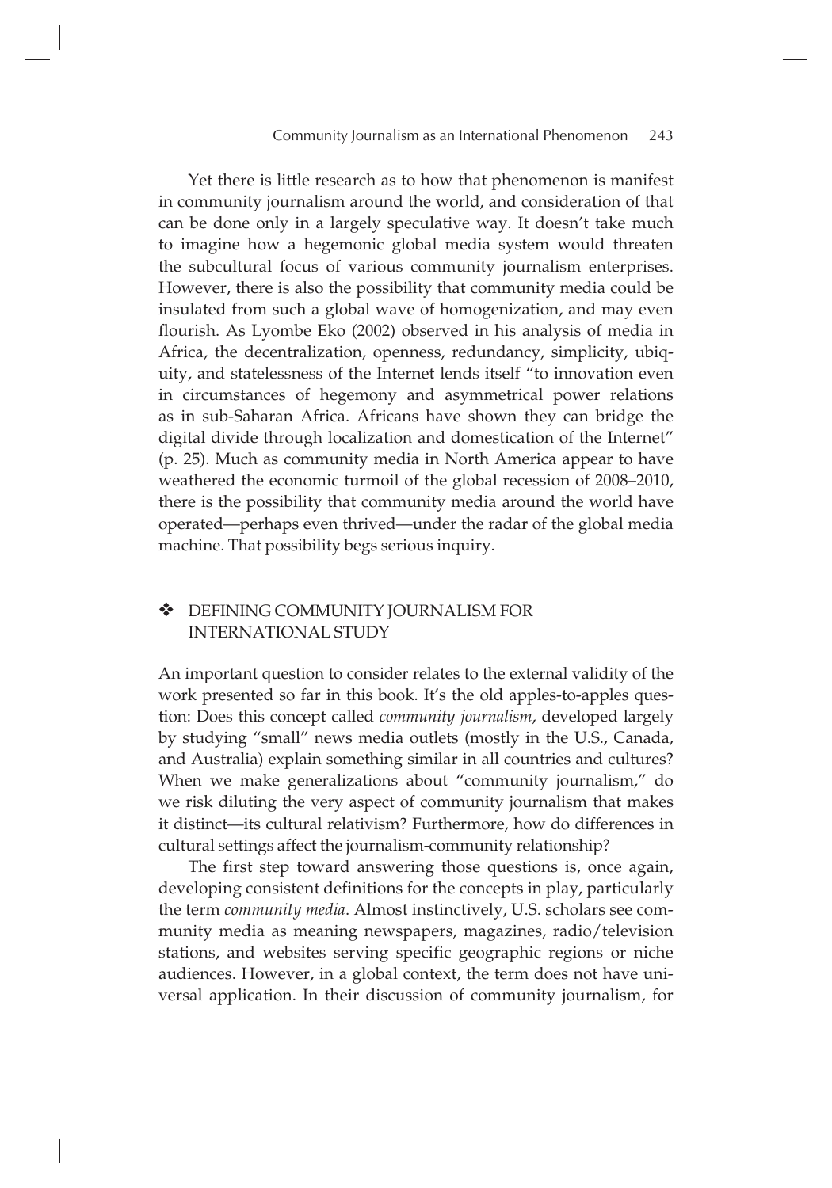Yet there is little research as to how that phenomenon is manifest in community journalism around the world, and consideration of that can be done only in a largely speculative way. It doesn't take much to imagine how a hegemonic global media system would threaten the subcultural focus of various community journalism enterprises. However, there is also the possibility that community media could be insulated from such a global wave of homogenization, and may even flourish. As Lyombe Eko (2002) observed in his analysis of media in Africa, the decentralization, openness, redundancy, simplicity, ubiquity, and statelessness of the Internet lends itself "to innovation even in circumstances of hegemony and asymmetrical power relations as in sub-Saharan Africa. Africans have shown they can bridge the digital divide through localization and domestication of the Internet" (p. 25). Much as community media in North America appear to have weathered the economic turmoil of the global recession of 2008–2010, there is the possibility that community media around the world have operated—perhaps even thrived—under the radar of the global media machine. That possibility begs serious inquiry.

## ❖ DEFINING COMMUNITY JOURNALISM FOR INTERNATIONAL STUDY

An important question to consider relates to the external validity of the work presented so far in this book. It's the old apples-to-apples question: Does this concept called *community journalism*, developed largely by studying "small" news media outlets (mostly in the U.S., Canada, and Australia) explain something similar in all countries and cultures? When we make generalizations about "community journalism," do we risk diluting the very aspect of community journalism that makes it distinct—its cultural relativism? Furthermore, how do differences in cultural settings affect the journalism-community relationship?

The first step toward answering those questions is, once again, developing consistent definitions for the concepts in play, particularly the term *community media*. Almost instinctively, U.S. scholars see community media as meaning newspapers, magazines, radio/television stations, and websites serving specific geographic regions or niche audiences. However, in a global context, the term does not have universal application. In their discussion of community journalism, for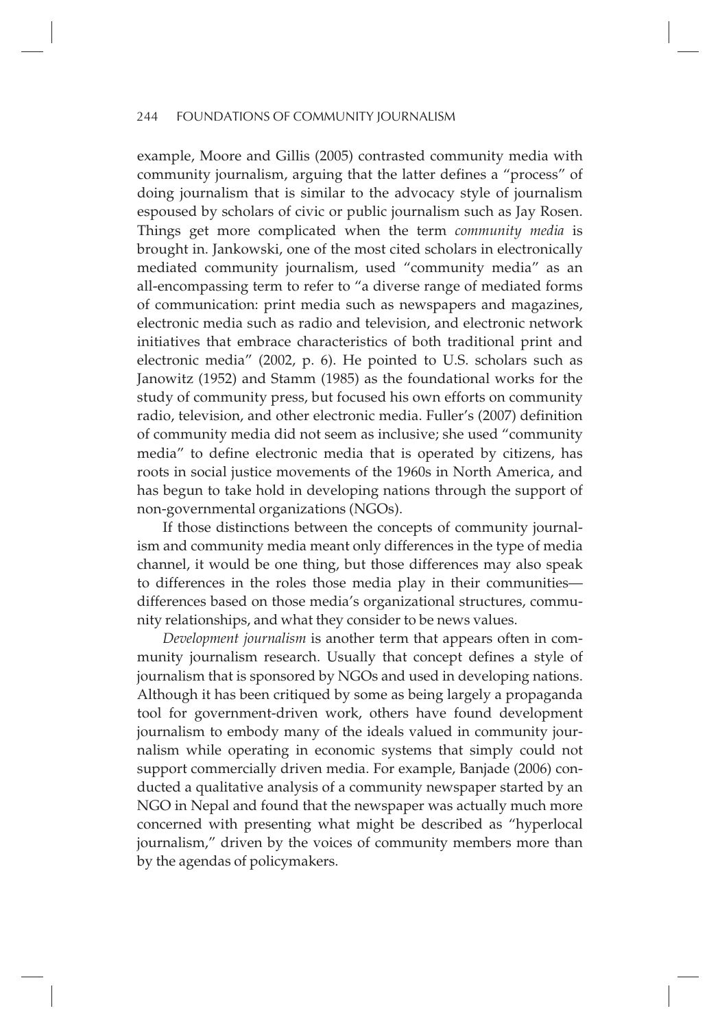example, Moore and Gillis (2005) contrasted community media with community journalism, arguing that the latter defines a "process" of doing journalism that is similar to the advocacy style of journalism espoused by scholars of civic or public journalism such as Jay Rosen. Things get more complicated when the term *community media* is brought in. Jankowski, one of the most cited scholars in electronically mediated community journalism, used "community media" as an all-encompassing term to refer to "a diverse range of mediated forms of communication: print media such as newspapers and magazines, electronic media such as radio and television, and electronic network initiatives that embrace characteristics of both traditional print and electronic media" (2002, p. 6). He pointed to U.S. scholars such as Janowitz (1952) and Stamm (1985) as the foundational works for the study of community press, but focused his own efforts on community radio, television, and other electronic media. Fuller's (2007) definition of community media did not seem as inclusive; she used "community media" to define electronic media that is operated by citizens, has roots in social justice movements of the 1960s in North America, and has begun to take hold in developing nations through the support of non-governmental organizations (NGOs).

If those distinctions between the concepts of community journalism and community media meant only differences in the type of media channel, it would be one thing, but those differences may also speak to differences in the roles those media play in their communities—differences based on those media's organizational structures, community relationships, and what they consider to be news values.

*Development journalism* is another term that appears often in community journalism research. Usually that concept defines a style of journalism that is sponsored by NGOs and used in developing nations. Although it has been critiqued by some as being largely a propaganda tool for government-driven work, others have found development journalism to embody many of the ideals valued in community journalism while operating in economic systems that simply could not support commercially driven media. For example, Banjade (2006) conducted a qualitative analysis of a community newspaper started by an NGO in Nepal and found that the newspaper was actually much more concerned with presenting what might be described as "hyperlocal journalism," driven by the voices of community members more than by the agendas of policymakers.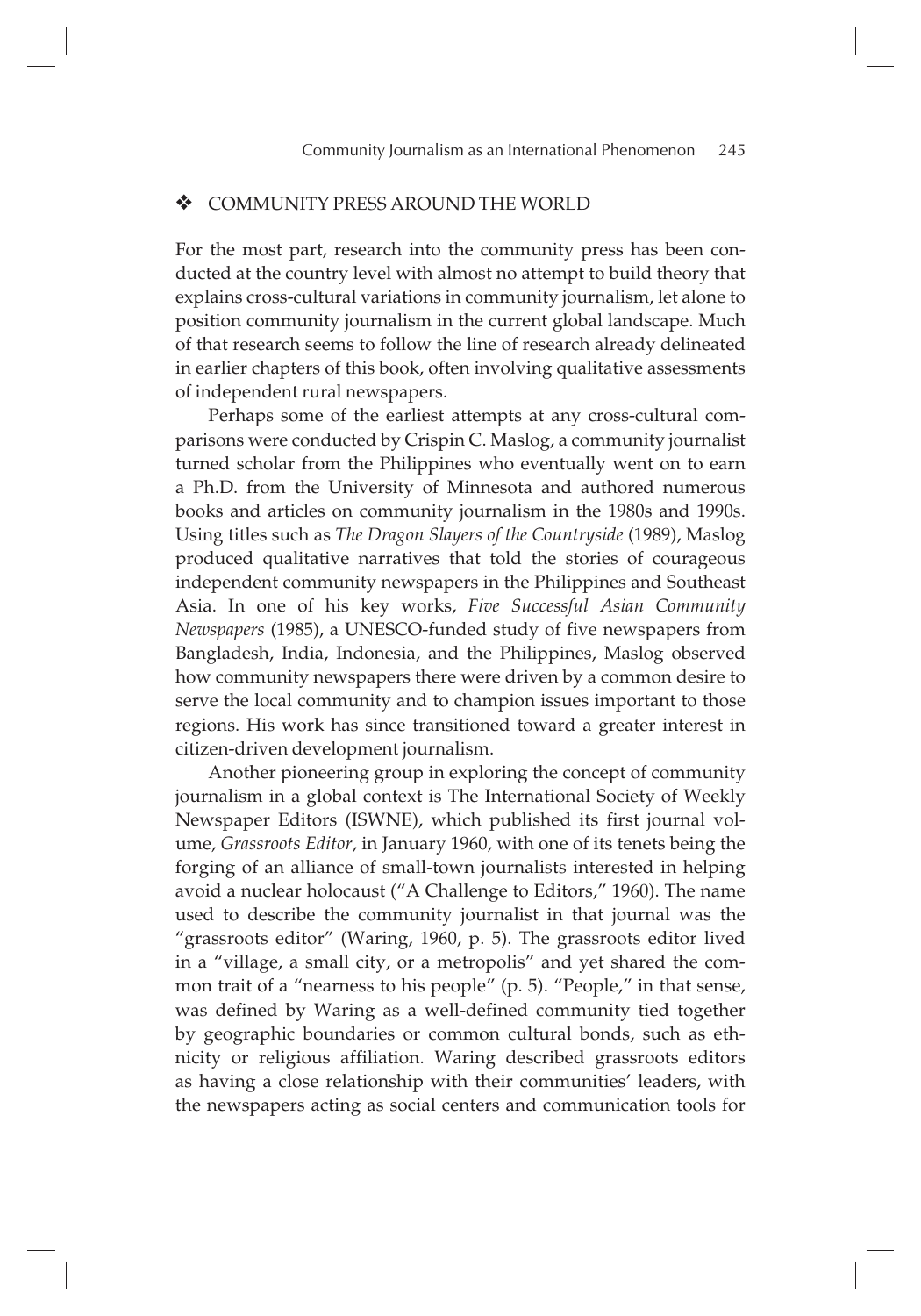## ❖ COMMUNITY PRESS AROUND THE WORLD

For the most part, research into the community press has been conducted at the country level with almost no attempt to build theory that explains cross-cultural variations in community journalism, let alone to position community journalism in the current global landscape. Much of that research seems to follow the line of research already delineated in earlier chapters of this book, often involving qualitative assessments of independent rural newspapers.

Perhaps some of the earliest attempts at any cross-cultural comparisons were conducted by Crispin C. Maslog, a community journalist turned scholar from the Philippines who eventually went on to earn a Ph.D. from the University of Minnesota and authored numerous books and articles on community journalism in the 1980s and 1990s. Using titles such as *The Dragon Slayers of the Countryside* (1989), Maslog produced qualitative narratives that told the stories of courageous independent community newspapers in the Philippines and Southeast Asia. In one of his key works, *Five Successful Asian Community Newspapers* (1985), a UNESCO-funded study of five newspapers from Bangladesh, India, Indonesia, and the Philippines, Maslog observed how community newspapers there were driven by a common desire to serve the local community and to champion issues important to those regions. His work has since transitioned toward a greater interest in citizen-driven development journalism.

Another pioneering group in exploring the concept of community journalism in a global context is The International Society of Weekly Newspaper Editors (ISWNE), which published its first journal volume, *Grassroots Editor*, in January 1960, with one of its tenets being the forging of an alliance of small-town journalists interested in helping avoid a nuclear holocaust ("A Challenge to Editors," 1960). The name used to describe the community journalist in that journal was the "grassroots editor" (Waring, 1960, p. 5). The grassroots editor lived in a "village, a small city, or a metropolis" and yet shared the common trait of a "nearness to his people" (p. 5). "People," in that sense, was defined by Waring as a well-defined community tied together by geographic boundaries or common cultural bonds, such as ethnicity or religious affiliation. Waring described grassroots editors as having a close relationship with their communities' leaders, with the newspapers acting as social centers and communication tools for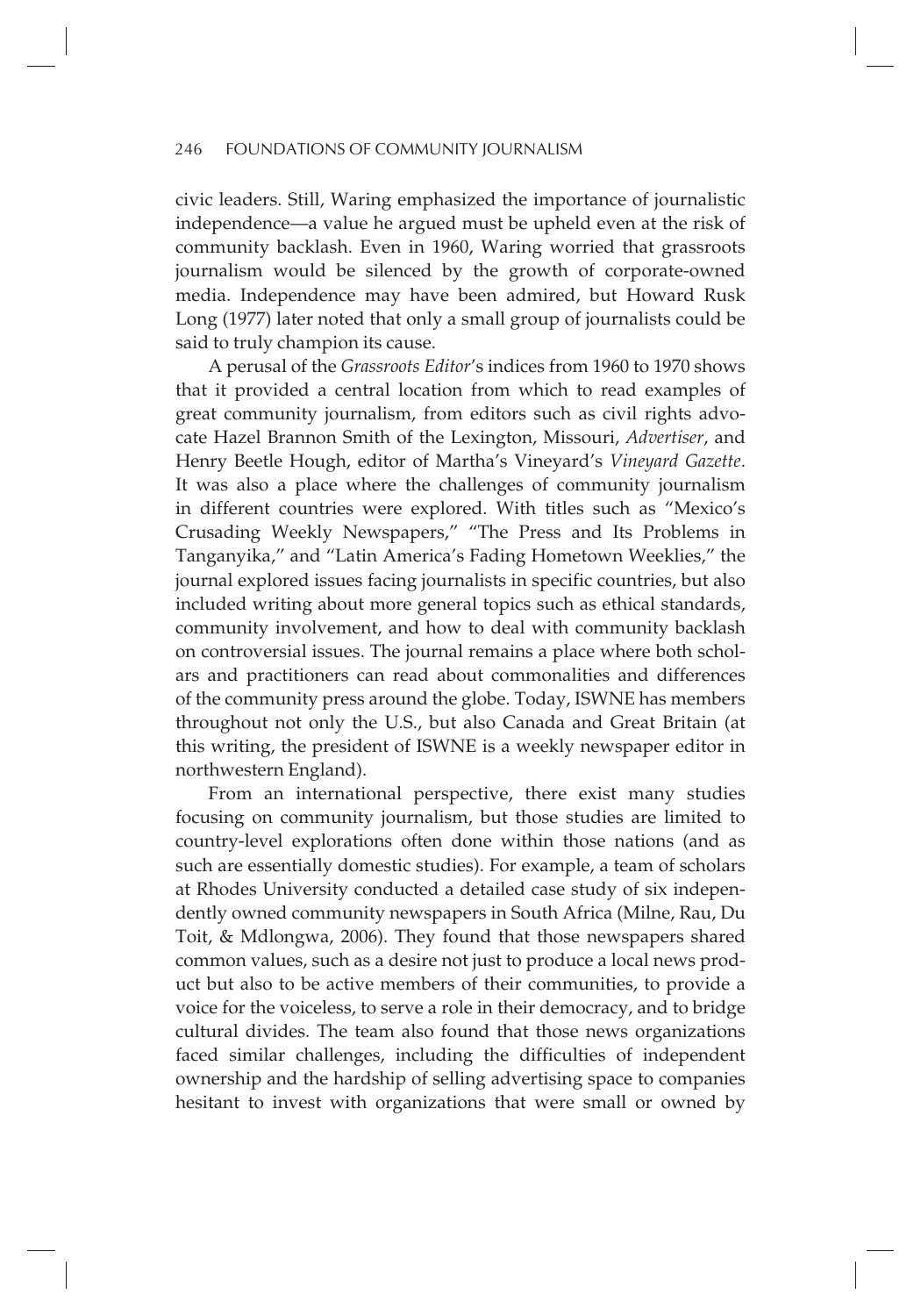civic leaders. Still, Waring emphasized the importance of journalistic independence—a value he argued must be upheld even at the risk of community backlash. Even in 1960, Waring worried that grassroots journalism would be silenced by the growth of corporate-owned media. Independence may have been admired, but Howard Rusk Long (1977) later noted that only a small group of journalists could be said to truly champion its cause.

A perusal of the *Grassroots Editor*'s indices from 1960 to 1970 shows that it provided a central location from which to read examples of great community journalism, from editors such as civil rights advocate Hazel Brannon Smith of the Lexington, Missouri, *Advertiser*, and Henry Beetle Hough, editor of Martha's Vineyard's *Vineyard Gazette*. It was also a place where the challenges of community journalism in different countries were explored. With titles such as "Mexico's Crusading Weekly Newspapers," "The Press and Its Problems in Tanganyika," and "Latin America's Fading Hometown Weeklies," the journal explored issues facing journalists in specific countries, but also included writing about more general topics such as ethical standards, community involvement, and how to deal with community backlash on controversial issues. The journal remains a place where both scholars and practitioners can read about commonalities and differences of the community press around the globe. Today, ISWNE has members throughout not only the U.S., but also Canada and Great Britain (at this writing, the president of ISWNE is a weekly newspaper editor in northwestern England).

From an international perspective, there exist many studies focusing on community journalism, but those studies are limited to country-level explorations often done within those nations (and as such are essentially domestic studies). For example, a team of scholars at Rhodes University conducted a detailed case study of six independently owned community newspapers in South Africa (Milne, Rau, Du Toit, & Mdlongwa, 2006). They found that those newspapers shared common values, such as a desire not just to produce a local news product but also to be active members of their communities, to provide a voice for the voiceless, to serve a role in their democracy, and to bridge cultural divides. The team also found that those news organizations faced similar challenges, including the difficulties of independent ownership and the hardship of selling advertising space to companies hesitant to invest with organizations that were small or owned by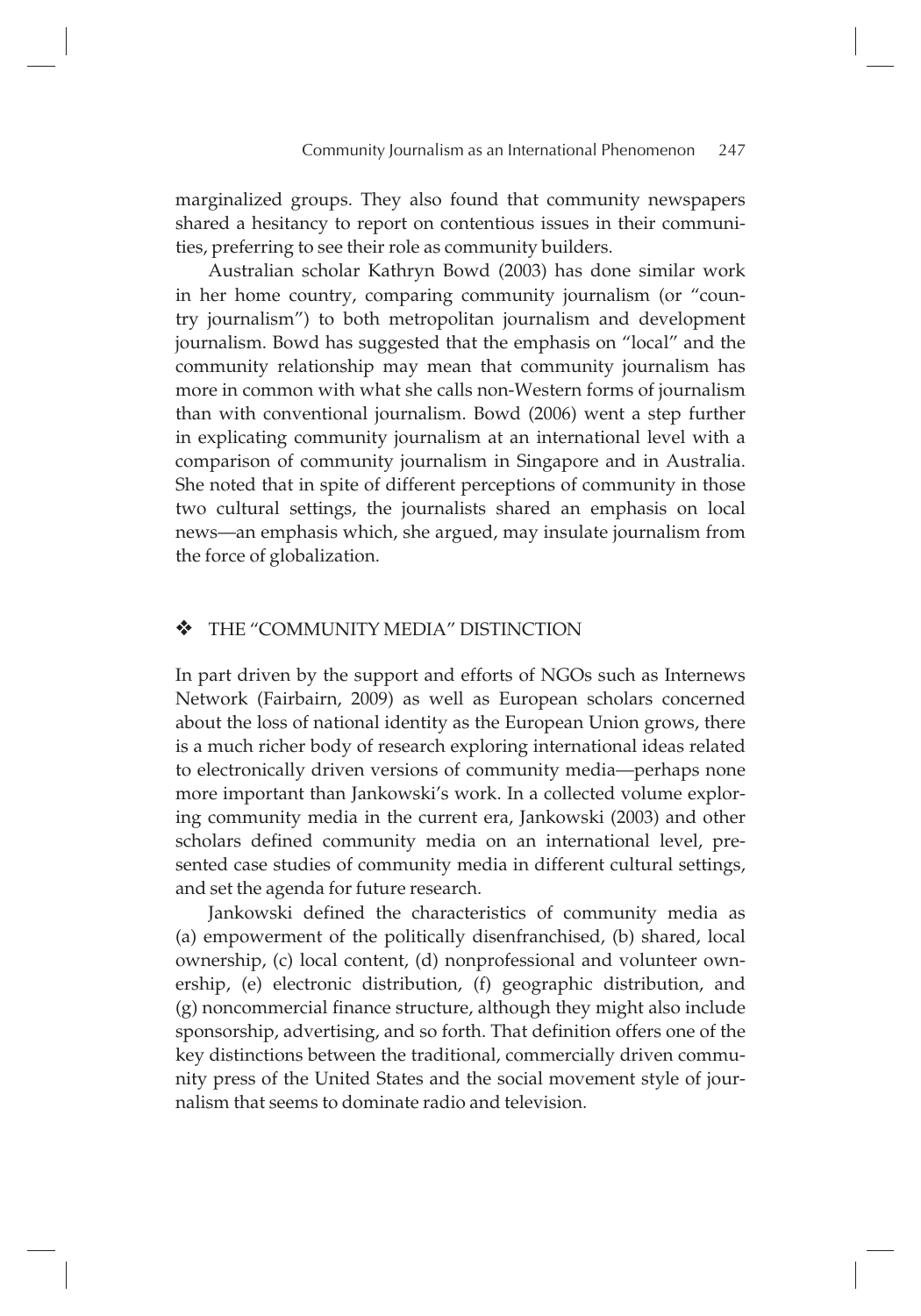marginalized groups. They also found that community newspapers shared a hesitancy to report on contentious issues in their communities, preferring to see their role as community builders.

Australian scholar Kathryn Bowd (2003) has done similar work in her home country, comparing community journalism (or "country journalism") to both metropolitan journalism and development journalism. Bowd has suggested that the emphasis on "local" and the community relationship may mean that community journalism has more in common with what she calls non-Western forms of journalism than with conventional journalism. Bowd (2006) went a step further in explicating community journalism at an international level with a comparison of community journalism in Singapore and in Australia. She noted that in spite of different perceptions of community in those two cultural settings, the journalists shared an emphasis on local news—an emphasis which, she argued, may insulate journalism from the force of globalization.

## ❖ THE "COMMUNITY MEDIA" DISTINCTION

In part driven by the support and efforts of NGOs such as Internews Network (Fairbairn, 2009) as well as European scholars concerned about the loss of national identity as the European Union grows, there is a much richer body of research exploring international ideas related to electronically driven versions of community media—perhaps none more important than Jankowski's work. In a collected volume exploring community media in the current era, Jankowski (2003) and other scholars defined community media on an international level, presented case studies of community media in different cultural settings, and set the agenda for future research.

Jankowski defined the characteristics of community media as (a) empowerment of the politically disenfranchised, (b) shared, local ownership, (c) local content, (d) nonprofessional and volunteer ownership, (e) electronic distribution, (f) geographic distribution, and (g) noncommercial finance structure, although they might also include sponsorship, advertising, and so forth. That definition offers one of the key distinctions between the traditional, commercially driven community press of the United States and the social movement style of journalism that seems to dominate radio and television.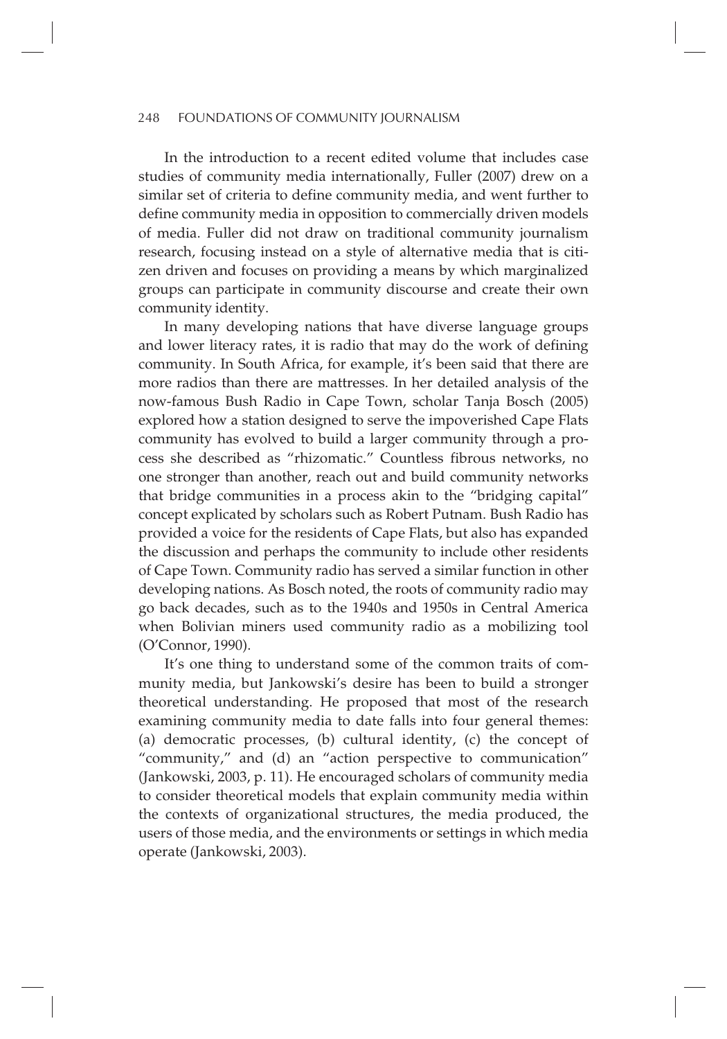In the introduction to a recent edited volume that includes case studies of community media internationally, Fuller (2007) drew on a similar set of criteria to define community media, and went further to define community media in opposition to commercially driven models of media. Fuller did not draw on traditional community journalism research, focusing instead on a style of alternative media that is citizen driven and focuses on providing a means by which marginalized groups can participate in community discourse and create their own community identity.

In many developing nations that have diverse language groups and lower literacy rates, it is radio that may do the work of defining community. In South Africa, for example, it's been said that there are more radios than there are mattresses. In her detailed analysis of the now-famous Bush Radio in Cape Town, scholar Tanja Bosch (2005) explored how a station designed to serve the impoverished Cape Flats community has evolved to build a larger community through a process she described as "rhizomatic." Countless fibrous networks, no one stronger than another, reach out and build community networks that bridge communities in a process akin to the "bridging capital" concept explicated by scholars such as Robert Putnam. Bush Radio has provided a voice for the residents of Cape Flats, but also has expanded the discussion and perhaps the community to include other residents of Cape Town. Community radio has served a similar function in other developing nations. As Bosch noted, the roots of community radio may go back decades, such as to the 1940s and 1950s in Central America when Bolivian miners used community radio as a mobilizing tool (O'Connor, 1990).

It's one thing to understand some of the common traits of community media, but Jankowski's desire has been to build a stronger theoretical understanding. He proposed that most of the research examining community media to date falls into four general themes: (a) democratic processes, (b) cultural identity, (c) the concept of "community," and (d) an "action perspective to communication" (Jankowski, 2003, p. 11). He encouraged scholars of community media to consider theoretical models that explain community media within the contexts of organizational structures, the media produced, the users of those media, and the environments or settings in which media operate (Jankowski, 2003).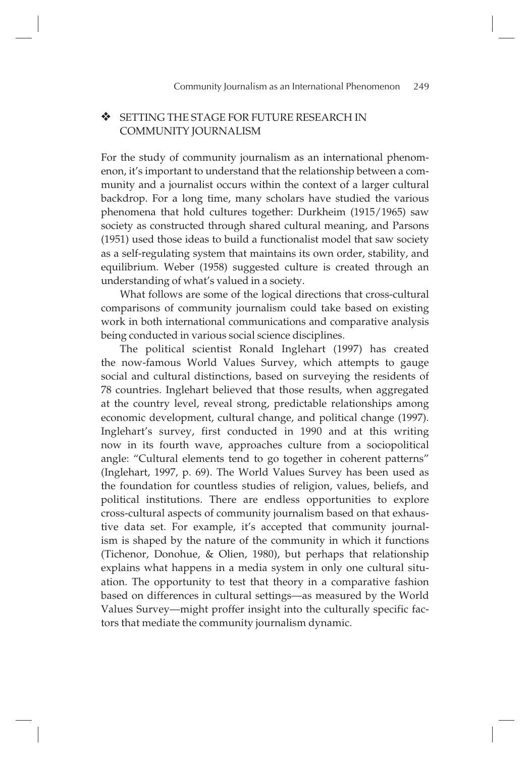## ❖ SETTING THE STAGE FOR FUTURE RESEARCH IN COMMUNITY JOURNALISM

For the study of community journalism as an international phenomenon, it's important to understand that the relationship between a community and a journalist occurs within the context of a larger cultural backdrop. For a long time, many scholars have studied the various phenomena that hold cultures together: Durkheim (1915/1965) saw society as constructed through shared cultural meaning, and Parsons (1951) used those ideas to build a functionalist model that saw society as a self-regulating system that maintains its own order, stability, and equilibrium. Weber (1958) suggested culture is created through an understanding of what's valued in a society.

What follows are some of the logical directions that cross-cultural comparisons of community journalism could take based on existing work in both international communications and comparative analysis being conducted in various social science disciplines.

The political scientist Ronald Inglehart (1997) has created the now-famous World Values Survey, which attempts to gauge social and cultural distinctions, based on surveying the residents of 78 countries. Inglehart believed that those results, when aggregated at the country level, reveal strong, predictable relationships among economic development, cultural change, and political change (1997). Inglehart's survey, first conducted in 1990 and at this writing now in its fourth wave, approaches culture from a sociopolitical angle: "Cultural elements tend to go together in coherent patterns" (Inglehart, 1997, p. 69). The World Values Survey has been used as the foundation for countless studies of religion, values, beliefs, and political institutions. There are endless opportunities to explore cross-cultural aspects of community journalism based on that exhaustive data set. For example, it's accepted that community journalism is shaped by the nature of the community in which it functions (Tichenor, Donohue, & Olien, 1980), but perhaps that relationship explains what happens in a media system in only one cultural situation. The opportunity to test that theory in a comparative fashion based on differences in cultural settings—as measured by the World Values Survey—might proffer insight into the culturally specific factors that mediate the community journalism dynamic.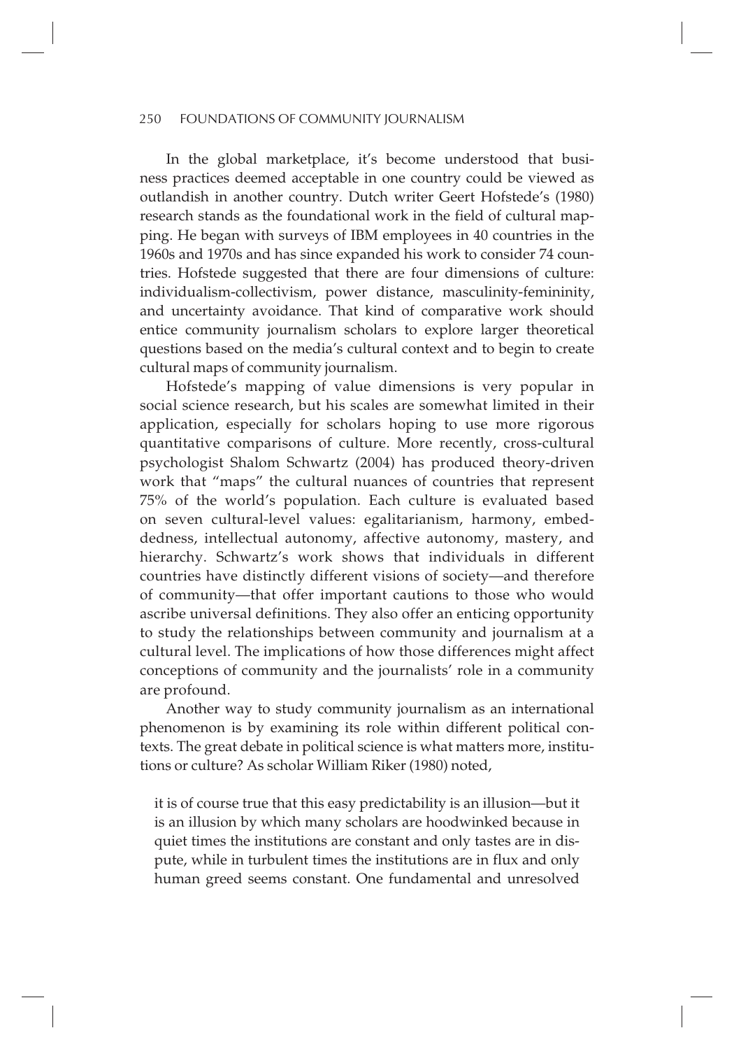In the global marketplace, it's become understood that business practices deemed acceptable in one country could be viewed as outlandish in another country. Dutch writer Geert Hofstede's (1980) research stands as the foundational work in the field of cultural mapping. He began with surveys of IBM employees in 40 countries in the 1960s and 1970s and has since expanded his work to consider 74 countries. Hofstede suggested that there are four dimensions of culture: individualism-collectivism, power distance, masculinity-femininity, and uncertainty avoidance. That kind of comparative work should entice community journalism scholars to explore larger theoretical questions based on the media's cultural context and to begin to create cultural maps of community journalism.

Hofstede's mapping of value dimensions is very popular in social science research, but his scales are somewhat limited in their application, especially for scholars hoping to use more rigorous quantitative comparisons of culture. More recently, cross-cultural psychologist Shalom Schwartz (2004) has produced theory-driven work that "maps" the cultural nuances of countries that represent 75% of the world's population. Each culture is evaluated based on seven cultural-level values: egalitarianism, harmony, embeddedness, intellectual autonomy, affective autonomy, mastery, and hierarchy. Schwartz's work shows that individuals in different countries have distinctly different visions of society—and therefore of community—that offer important cautions to those who would ascribe universal definitions. They also offer an enticing opportunity to study the relationships between community and journalism at a cultural level. The implications of how those differences might affect conceptions of community and the journalists' role in a community are profound.

Another way to study community journalism as an international phenomenon is by examining its role within different political contexts. The great debate in political science is what matters more, institutions or culture? As scholar William Riker (1980) noted,

> it is of course true that this easy predictability is an illusion—but it is an illusion by which many scholars are hoodwinked because in quiet times the institutions are constant and only tastes are in dispute, while in turbulent times the institutions are in flux and only human greed seems constant. One fundamental and unresolved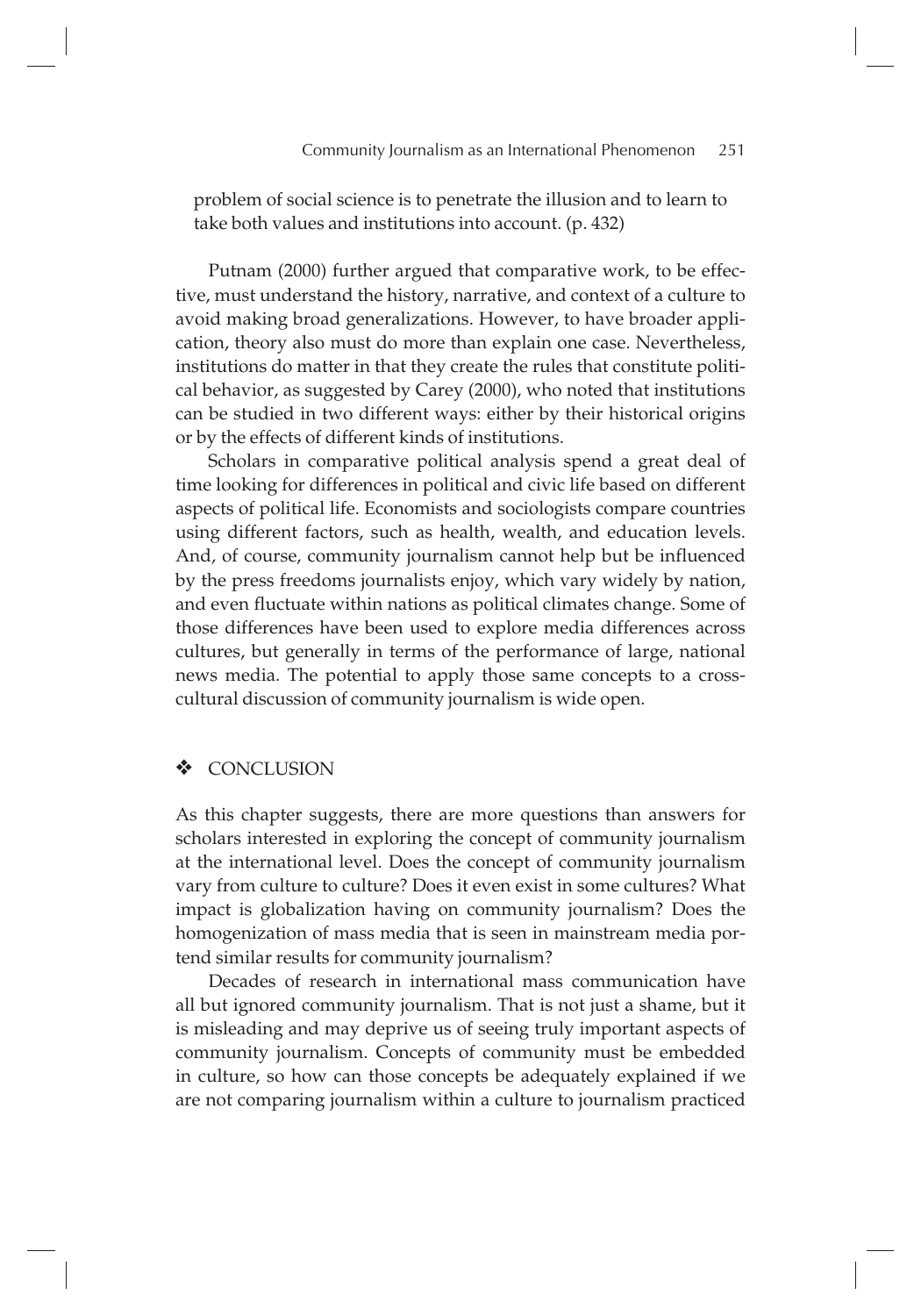problem of social science is to penetrate the illusion and to learn to take both values and institutions into account. (p. 432)

Putnam (2000) further argued that comparative work, to be effective, must understand the history, narrative, and context of a culture to avoid making broad generalizations. However, to have broader application, theory also must do more than explain one case. Nevertheless, institutions do matter in that they create the rules that constitute political behavior, as suggested by Carey (2000), who noted that institutions can be studied in two different ways: either by their historical origins or by the effects of different kinds of institutions.

Scholars in comparative political analysis spend a great deal of time looking for differences in political and civic life based on different aspects of political life. Economists and sociologists compare countries using different factors, such as health, wealth, and education levels. And, of course, community journalism cannot help but be influenced by the press freedoms journalists enjoy, which vary widely by nation, and even fluctuate within nations as political climates change. Some of those differences have been used to explore media differences across cultures, but generally in terms of the performance of large, national news media. The potential to apply those same concepts to a cross-cultural discussion of community journalism is wide open.

## ❖ CONCLUSION

As this chapter suggests, there are more questions than answers for scholars interested in exploring the concept of community journalism at the international level. Does the concept of community journalism vary from culture to culture? Does it even exist in some cultures? What impact is globalization having on community journalism? Does the homogenization of mass media that is seen in mainstream media portend similar results for community journalism?

Decades of research in international mass communication have all but ignored community journalism. That is not just a shame, but it is misleading and may deprive us of seeing truly important aspects of community journalism. Concepts of community must be embedded in culture, so how can those concepts be adequately explained if we are not comparing journalism within a culture to journalism practiced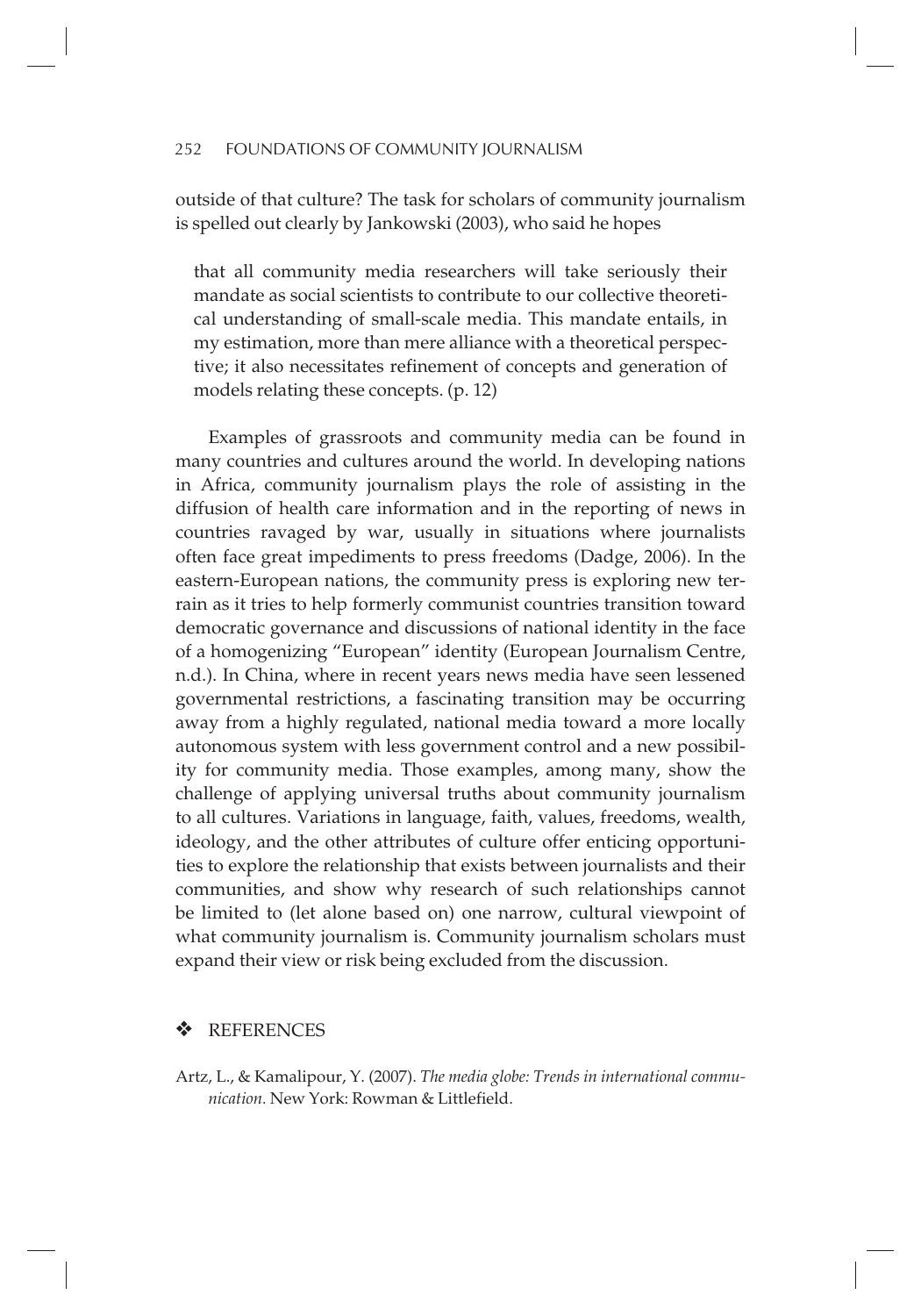outside of that culture? The task for scholars of community journalism is spelled out clearly by Jankowski (2003), who said he hopes

> that all community media researchers will take seriously their mandate as social scientists to contribute to our collective theoretical understanding of small-scale media. This mandate entails, in my estimation, more than mere alliance with a theoretical perspective; it also necessitates refinement of concepts and generation of models relating these concepts. (p. 12)

Examples of grassroots and community media can be found in many countries and cultures around the world. In developing nations in Africa, community journalism plays the role of assisting in the diffusion of health care information and in the reporting of news in countries ravaged by war, usually in situations where journalists often face great impediments to press freedoms (Dadge, 2006). In the eastern-European nations, the community press is exploring new terrain as it tries to help formerly communist countries transition toward democratic governance and discussions of national identity in the face of a homogenizing "European" identity (European Journalism Centre, n.d.). In China, where in recent years news media have seen lessened governmental restrictions, a fascinating transition may be occurring away from a highly regulated, national media toward a more locally autonomous system with less government control and a new possibility for community media. Those examples, among many, show the challenge of applying universal truths about community journalism to all cultures. Variations in language, faith, values, freedoms, wealth, ideology, and the other attributes of culture offer enticing opportunities to explore the relationship that exists between journalists and their communities, and show why research of such relationships cannot be limited to (let alone based on) one narrow, cultural viewpoint of what community journalism is. Community journalism scholars must expand their view or risk being excluded from the discussion.

## ❖ REFERENCES

Artz, L., & Kamalipour, Y. (2007). *The media globe: Trends in international communication.* New York: Rowman & Littlefield.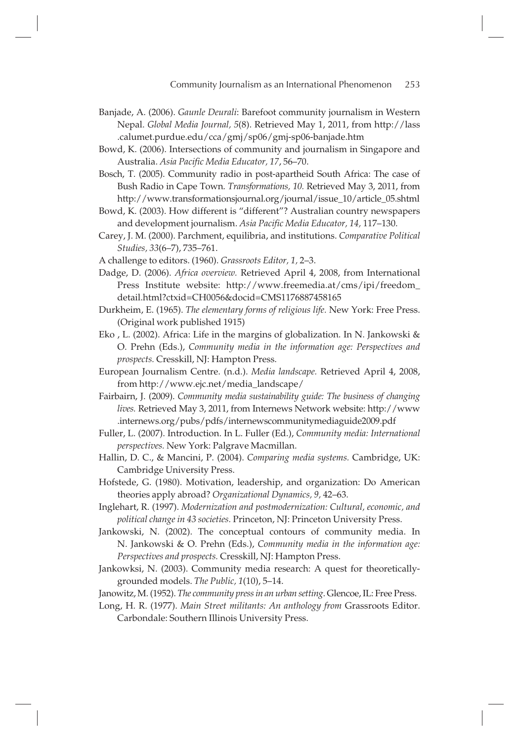Banjade, A. (2006). *Gaunle Deurali*: Barefoot community journalism in Western Nepal. *Global Media Journal, 5*(8). Retrieved May 1, 2011, from http://lass.calumet.purdue.edu/cca/gmj/sp06/gmj-sp06-banjade.htm

Bowd, K. (2006). Intersections of community and journalism in Singapore and Australia. *Asia Pacific Media Educator, 17*, 56–70.

Bosch, T. (2005). Community radio in post-apartheid South Africa: The case of Bush Radio in Cape Town. *Transformations, 10.* Retrieved May 3, 2011, from http://www.transformationsjournal.org/journal/issue_10/article_05.shtml

Bowd, K. (2003). How different is "different"? Australian country newspapers and development journalism. *Asia Pacific Media Educator, 14,* 117–130.

Carey, J. M. (2000). Parchment, equilibria, and institutions. *Comparative Political Studies, 33*(6–7), 735–761.

A challenge to editors. (1960). *Grassroots Editor, 1,* 2–3.

Dadge, D. (2006). *Africa overview.* Retrieved April 4, 2008, from International Press Institute website: http://www.freemedia.at/cms/ipi/freedom_detail.html?ctxid=CH0056&docid=CMS1176887458165

Durkheim, E. (1965). *The elementary forms of religious life.* New York: Free Press. (Original work published 1915)

Eko , L. (2002). Africa: Life in the margins of globalization. In N. Jankowski & O. Prehn (Eds.), *Community media in the information age: Perspectives and prospects.* Cresskill, NJ: Hampton Press.

European Journalism Centre. (n.d.). *Media landscape.* Retrieved April 4, 2008, from http://www.ejc.net/media_landscape/

Fairbairn, J. (2009). *Community media sustainability guide: The business of changing lives.* Retrieved May 3, 2011, from Internews Network website: http://www.internews.org/pubs/pdfs/internewscommunitymediaguide2009.pdf

Fuller, L. (2007). Introduction. In L. Fuller (Ed.), *Community media: International perspectives.* New York: Palgrave Macmillan.

Hallin, D. C., & Mancini, P. (2004). *Comparing media systems.* Cambridge, UK: Cambridge University Press.

Hofstede, G. (1980). Motivation, leadership, and organization: Do American theories apply abroad? *Organizational Dynamics, 9,* 42–63.

Inglehart, R. (1997). *Modernization and postmodernization: Cultural, economic, and political change in 43 societies.* Princeton, NJ: Princeton University Press.

Jankowski, N. (2002). The conceptual contours of community media. In N. Jankowski & O. Prehn (Eds.), *Community media in the information age: Perspectives and prospects.* Cresskill, NJ: Hampton Press.

Jankowksi, N. (2003). Community media research: A quest for theoretically-grounded models. *The Public, 1*(10), 5–14.

Janowitz, M. (1952). *The community press in an urban setting.* Glencoe, IL: Free Press.

Long, H. R. (1977). *Main Street militants: An anthology from* Grassroots Editor. Carbondale: Southern Illinois University Press.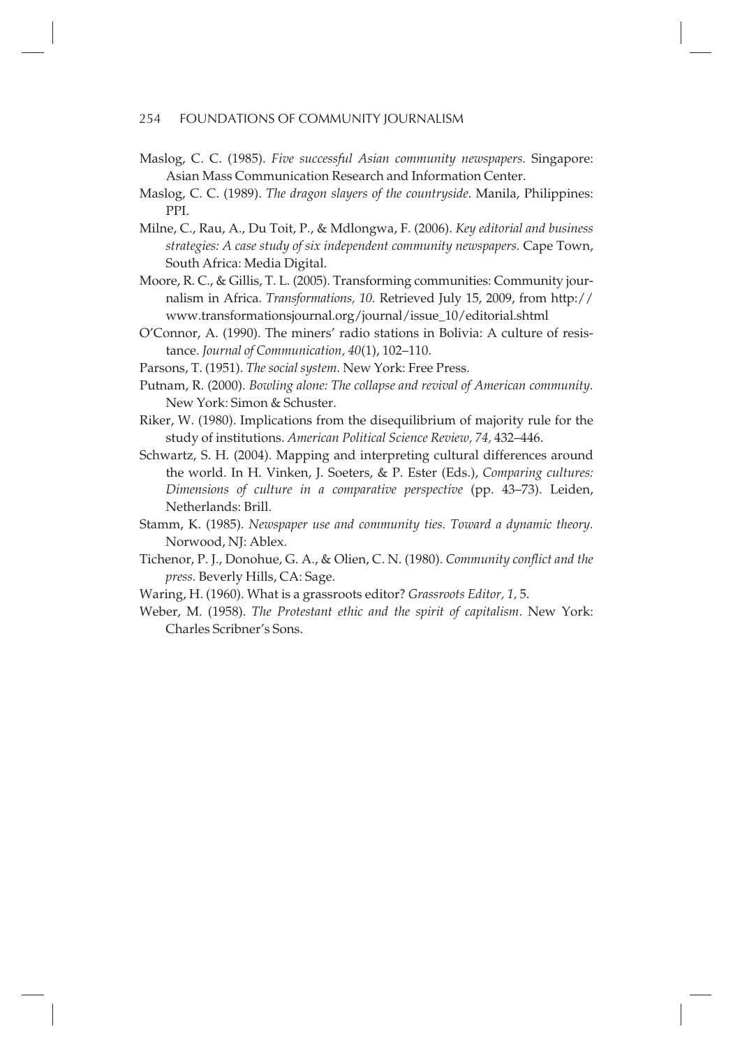Maslog, C. C. (1985). *Five successful Asian community newspapers.* Singapore: Asian Mass Communication Research and Information Center.

Maslog, C. C. (1989). *The dragon slayers of the countryside*. Manila, Philippines: PPI.

Milne, C., Rau, A., Du Toit, P., & Mdlongwa, F. (2006). *Key editorial and business strategies: A case study of six independent community newspapers.* Cape Town, South Africa: Media Digital.

Moore, R. C., & Gillis, T. L. (2005). Transforming communities: Community journalism in Africa. *Transformations, 10.* Retrieved July 15, 2009, from http://www.transformationsjournal.org/journal/issue_10/editorial.shtml

O'Connor, A. (1990). The miners' radio stations in Bolivia: A culture of resistance. *Journal of Communication, 40*(1), 102–110.

Parsons, T. (1951). *The social system.* New York: Free Press.

Putnam, R. (2000). *Bowling alone: The collapse and revival of American community.* New York: Simon & Schuster.

Riker, W. (1980). Implications from the disequilibrium of majority rule for the study of institutions. *American Political Science Review, 74,* 432–446.

Schwartz, S. H. (2004). Mapping and interpreting cultural differences around the world. In H. Vinken, J. Soeters, & P. Ester (Eds.), *Comparing cultures: Dimensions of culture in a comparative perspective* (pp. 43–73). Leiden, Netherlands: Brill.

Stamm, K. (1985). *Newspaper use and community ties. Toward a dynamic theory.* Norwood, NJ: Ablex.

Tichenor, P. J., Donohue, G. A., & Olien, C. N. (1980). *Community conflict and the press.* Beverly Hills, CA: Sage.

Waring, H. (1960). What is a grassroots editor? *Grassroots Editor, 1,* 5.

Weber, M. (1958). *The Protestant ethic and the spirit of capitalism*. New York: Charles Scribner's Sons.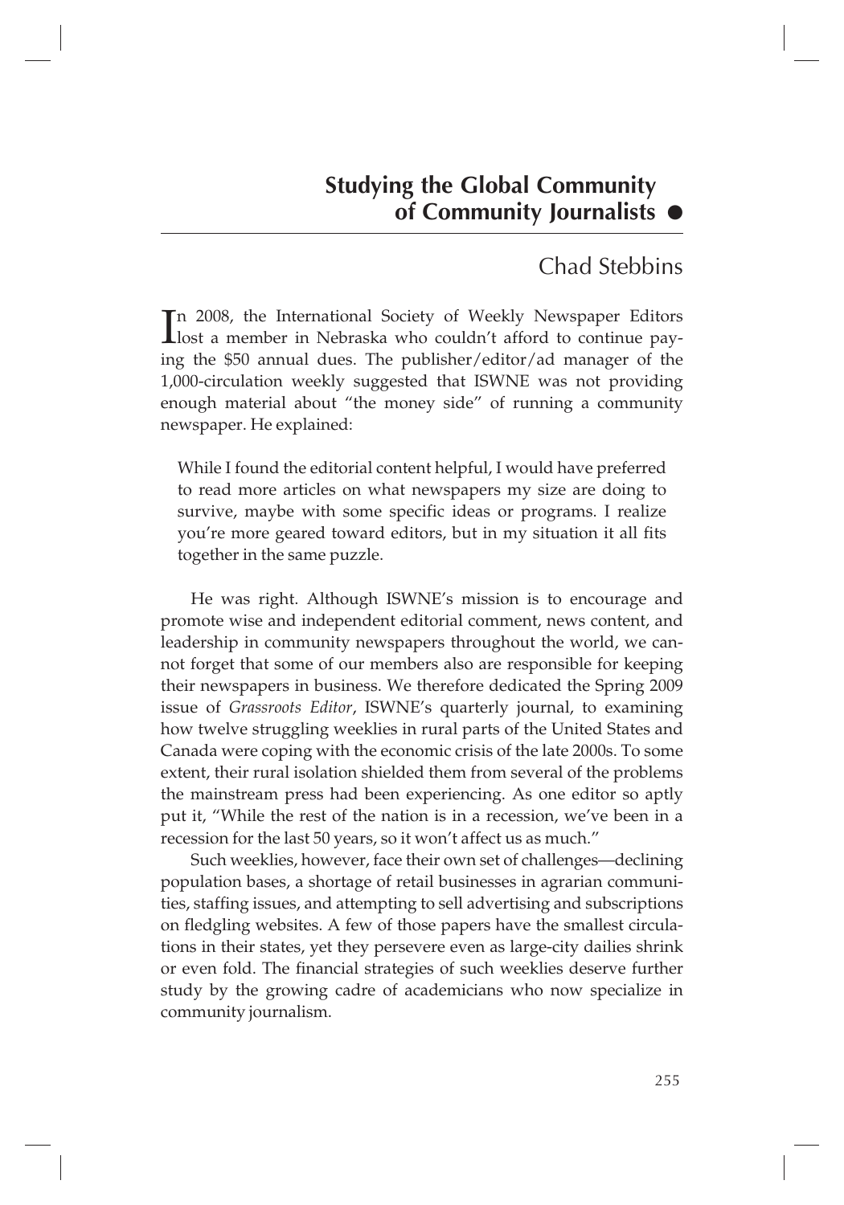# Studying the Global Community of Community Journalists

## Chad Stebbins

In 2008, the International Society of Weekly Newspaper Editors lost a member in Nebraska who couldn't afford to continue paying the $50 annual dues. The publisher/editor/ad manager of the 1,000-circulation weekly suggested that ISWNE was not providing enough material about "the money side" of running a community newspaper. He explained:

> While I found the editorial content helpful, I would have preferred to read more articles on what newspapers my size are doing to survive, maybe with some specific ideas or programs. I realize you're more geared toward editors, but in my situation it all fits together in the same puzzle.

He was right. Although ISWNE's mission is to encourage and promote wise and independent editorial comment, news content, and leadership in community newspapers throughout the world, we cannot forget that some of our members also are responsible for keeping their newspapers in business. We therefore dedicated the Spring 2009 issue of *Grassroots Editor*, ISWNE's quarterly journal, to examining how twelve struggling weeklies in rural parts of the United States and Canada were coping with the economic crisis of the late 2000s. To some extent, their rural isolation shielded them from several of the problems the mainstream press had been experiencing. As one editor so aptly put it, "While the rest of the nation is in a recession, we've been in a recession for the last 50 years, so it won't affect us as much."

Such weeklies, however, face their own set of challenges—declining population bases, a shortage of retail businesses in agrarian communities, staffing issues, and attempting to sell advertising and subscriptions on fledgling websites. A few of those papers have the smallest circulations in their states, yet they persevere even as large-city dailies shrink or even fold. The financial strategies of such weeklies deserve further study by the growing cadre of academicians who now specialize in community journalism.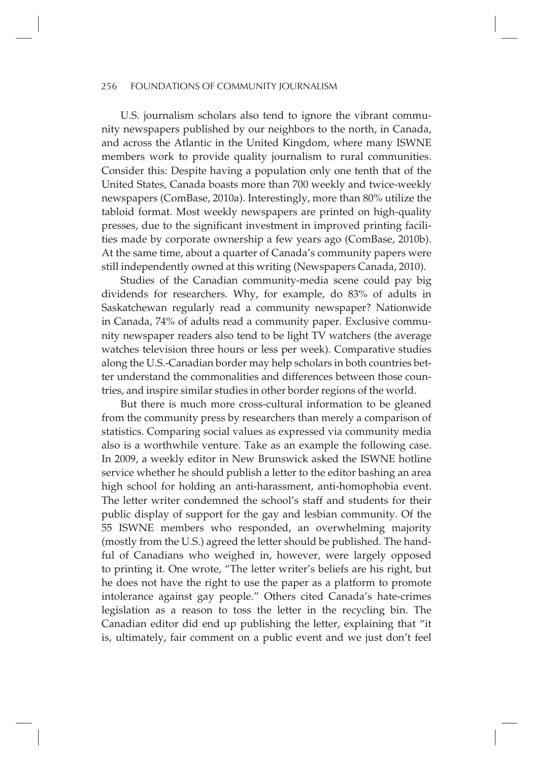U.S. journalism scholars also tend to ignore the vibrant community newspapers published by our neighbors to the north, in Canada, and across the Atlantic in the United Kingdom, where many ISWNE members work to provide quality journalism to rural communities. Consider this: Despite having a population only one tenth that of the United States, Canada boasts more than 700 weekly and twice-weekly newspapers (ComBase, 2010a). Interestingly, more than 80% utilize the tabloid format. Most weekly newspapers are printed on high-quality presses, due to the significant investment in improved printing facilities made by corporate ownership a few years ago (ComBase, 2010b). At the same time, about a quarter of Canada's community papers were still independently owned at this writing (Newspapers Canada, 2010).

Studies of the Canadian community-media scene could pay big dividends for researchers. Why, for example, do 83% of adults in Saskatchewan regularly read a community newspaper? Nationwide in Canada, 74% of adults read a community paper. Exclusive community newspaper readers also tend to be light TV watchers (the average watches television three hours or less per week). Comparative studies along the U.S.-Canadian border may help scholars in both countries better understand the commonalities and differences between those countries, and inspire similar studies in other border regions of the world.

But there is much more cross-cultural information to be gleaned from the community press by researchers than merely a comparison of statistics. Comparing social values as expressed via community media also is a worthwhile venture. Take as an example the following case. In 2009, a weekly editor in New Brunswick asked the ISWNE hotline service whether he should publish a letter to the editor bashing an area high school for holding an anti-harassment, anti-homophobia event. The letter writer condemned the school's staff and students for their public display of support for the gay and lesbian community. Of the 55 ISWNE members who responded, an overwhelming majority (mostly from the U.S.) agreed the letter should be published. The handful of Canadians who weighed in, however, were largely opposed to printing it. One wrote, "The letter writer's beliefs are his right, but he does not have the right to use the paper as a platform to promote intolerance against gay people." Others cited Canada's hate-crimes legislation as a reason to toss the letter in the recycling bin. The Canadian editor did end up publishing the letter, explaining that "it is, ultimately, fair comment on a public event and we just don't feel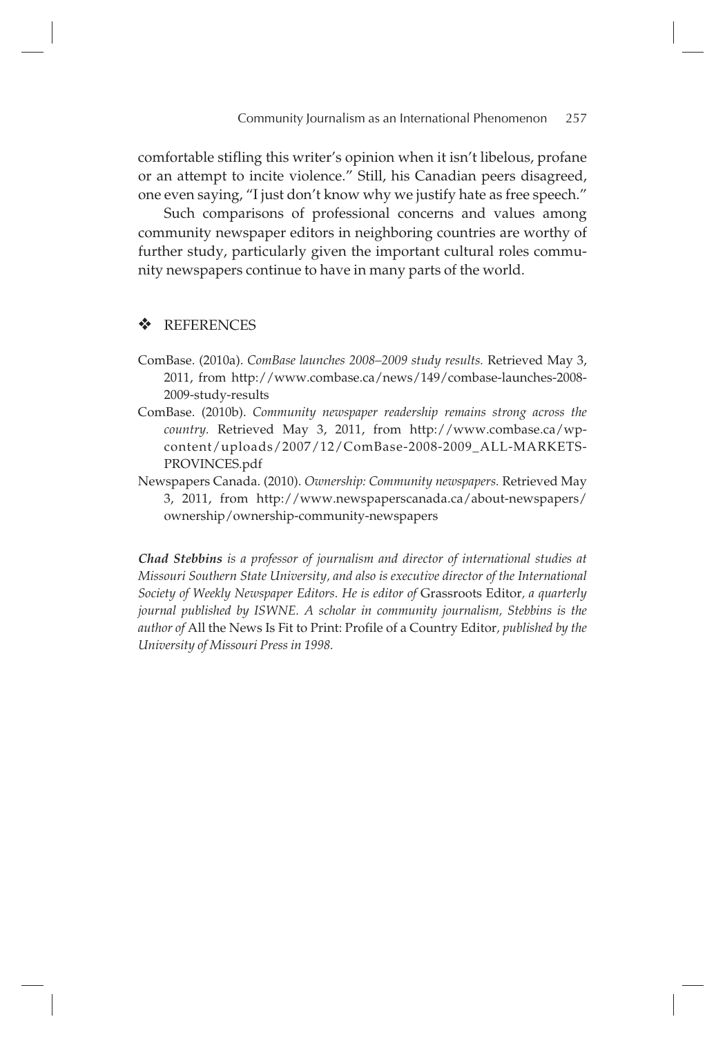comfortable stifling this writer's opinion when it isn't libelous, profane or an attempt to incite violence." Still, his Canadian peers disagreed, one even saying, "I just don't know why we justify hate as free speech."

Such comparisons of professional concerns and values among community newspaper editors in neighboring countries are worthy of further study, particularly given the important cultural roles community newspapers continue to have in many parts of the world.

## ❖ REFERENCES

ComBase. (2010a). *ComBase launches 2008–2009 study results.* Retrieved May 3, 2011, from http://www.combase.ca/news/149/combase-launches-2008-2009-study-results

ComBase. (2010b). *Community newspaper readership remains strong across the country.* Retrieved May 3, 2011, from http://www.combase.ca/wp-content/uploads/2007/12/ComBase-2008-2009_ALL-MARKETS-PROVINCES.pdf

Newspapers Canada. (2010). *Ownership: Community newspapers.* Retrieved May 3, 2011, from http://www.newspaperscanada.ca/about-newspapers/ownership/ownership-community-newspapers

***Chad Stebbins*** *is a professor of journalism and director of international studies at Missouri Southern State University, and also is executive director of the International Society of Weekly Newspaper Editors. He is editor of* Grassroots Editor*, a quarterly journal published by ISWNE. A scholar in community journalism, Stebbins is the author of* All the News Is Fit to Print: Profile of a Country Editor*, published by the University of Missouri Press in 1998.*